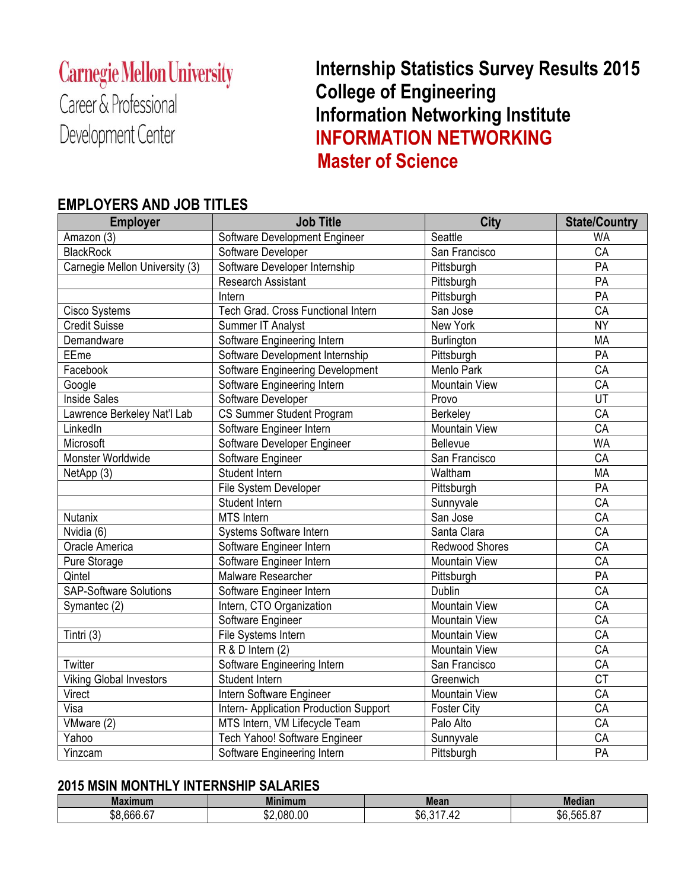Carnegie Mellon University
Career & Professional Development Center

# Internship Statistics Survey Results 2015
# College of Engineering
# Information Networking Institute
# INFORMATION NETWORKING
# Master of Science

## EMPLOYERS AND JOB TITLES

| Employer | Job Title | City | State/Country |
|---|---|---|---|
| Amazon (3) | Software Development Engineer | Seattle | WA |
| BlackRock | Software Developer | San Francisco | CA |
| Carnegie Mellon University (3) | Software Developer Internship | Pittsburgh | PA |
| | Research Assistant | Pittsburgh | PA |
| | Intern | Pittsburgh | PA |
| Cisco Systems | Tech Grad. Cross Functional Intern | San Jose | CA |
| Credit Suisse | Summer IT Analyst | New York | NY |
| Demandware | Software Engineering Intern | Burlington | MA |
| EEme | Software Development Internship | Pittsburgh | PA |
| Facebook | Software Engineering Development | Menlo Park | CA |
| Google | Software Engineering Intern | Mountain View | CA |
| Inside Sales | Software Developer | Provo | UT |
| Lawrence Berkeley Nat'l Lab | CS Summer Student Program | Berkeley | CA |
| LinkedIn | Software Engineer Intern | Mountain View | CA |
| Microsoft | Software Developer Engineer | Bellevue | WA |
| Monster Worldwide | Software Engineer | San Francisco | CA |
| NetApp (3) | Student Intern | Waltham | MA |
| | File System Developer | Pittsburgh | PA |
| | Student Intern | Sunnyvale | CA |
| Nutanix | MTS Intern | San Jose | CA |
| Nvidia (6) | Systems Software Intern | Santa Clara | CA |
| Oracle America | Software Engineer Intern | Redwood Shores | CA |
| Pure Storage | Software Engineer Intern | Mountain View | CA |
| Qintel | Malware Researcher | Pittsburgh | PA |
| SAP-Software Solutions | Software Engineer Intern | Dublin | CA |
| Symantec (2) | Intern, CTO Organization | Mountain View | CA |
| | Software Engineer | Mountain View | CA |
| Tintri (3) | File Systems Intern | Mountain View | CA |
| | R & D Intern (2) | Mountain View | CA |
| Twitter | Software Engineering Intern | San Francisco | CA |
| Viking Global Investors | Student Intern | Greenwich | CT |
| Virect | Intern Software Engineer | Mountain View | CA |
| Visa | Intern- Application Production Support | Foster City | CA |
| VMware (2) | MTS Intern, VM Lifecycle Team | Palo Alto | CA |
| Yahoo | Tech Yahoo! Software Engineer | Sunnyvale | CA |
| Yinzcam | Software Engineering Intern | Pittsburgh | PA |

## 2015 MSIN MONTHLY INTERNSHIP SALARIES

| Maximum | Minimum | Mean | Median |
|---|---|---|---|
| $8,666.67 | $2,080.00 | $6,317.42 | $6,565.87 |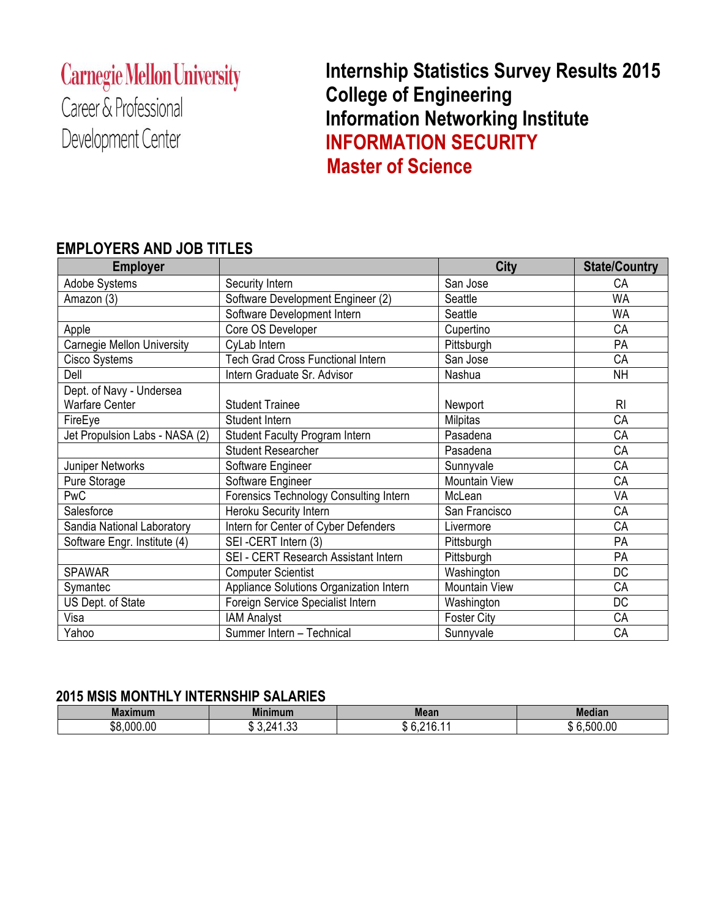Carnegie Mellon University
Career & Professional Development Center

# Internship Statistics Survey Results 2015
# College of Engineering
# Information Networking Institute
# INFORMATION SECURITY
# Master of Science

## EMPLOYERS AND JOB TITLES

| Employer | | City | State/Country |
|---|---|---|---|
| Adobe Systems | Security Intern | San Jose | CA |
| Amazon (3) | Software Development Engineer (2) | Seattle | WA |
| | Software Development Intern | Seattle | WA |
| Apple | Core OS Developer | Cupertino | CA |
| Carnegie Mellon University | CyLab Intern | Pittsburgh | PA |
| Cisco Systems | Tech Grad Cross Functional Intern | San Jose | CA |
| Dell | Intern Graduate Sr. Advisor | Nashua | NH |
| Dept. of Navy - Undersea Warfare Center | Student Trainee | Newport | RI |
| FireEye | Student Intern | Milpitas | CA |
| Jet Propulsion Labs - NASA (2) | Student Faculty Program Intern | Pasadena | CA |
| | Student Researcher | Pasadena | CA |
| Juniper Networks | Software Engineer | Sunnyvale | CA |
| Pure Storage | Software Engineer | Mountain View | CA |
| PwC | Forensics Technology Consulting Intern | McLean | VA |
| Salesforce | Heroku Security Intern | San Francisco | CA |
| Sandia National Laboratory | Intern for Center of Cyber Defenders | Livermore | CA |
| Software Engr. Institute (4) | SEI -CERT Intern (3) | Pittsburgh | PA |
| | SEI - CERT Research Assistant Intern | Pittsburgh | PA |
| SPAWAR | Computer Scientist | Washington | DC |
| Symantec | Appliance Solutions Organization Intern | Mountain View | CA |
| US Dept. of State | Foreign Service Specialist Intern | Washington | DC |
| Visa | IAM Analyst | Foster City | CA |
| Yahoo | Summer Intern – Technical | Sunnyvale | CA |

## 2015 MSIS MONTHLY INTERNSHIP SALARIES

| Maximum | Minimum | Mean | Median |
|---|---|---|---|
| $8,000.00 | $ 3,241.33 | $ 6,216.11 | $ 6,500.00 |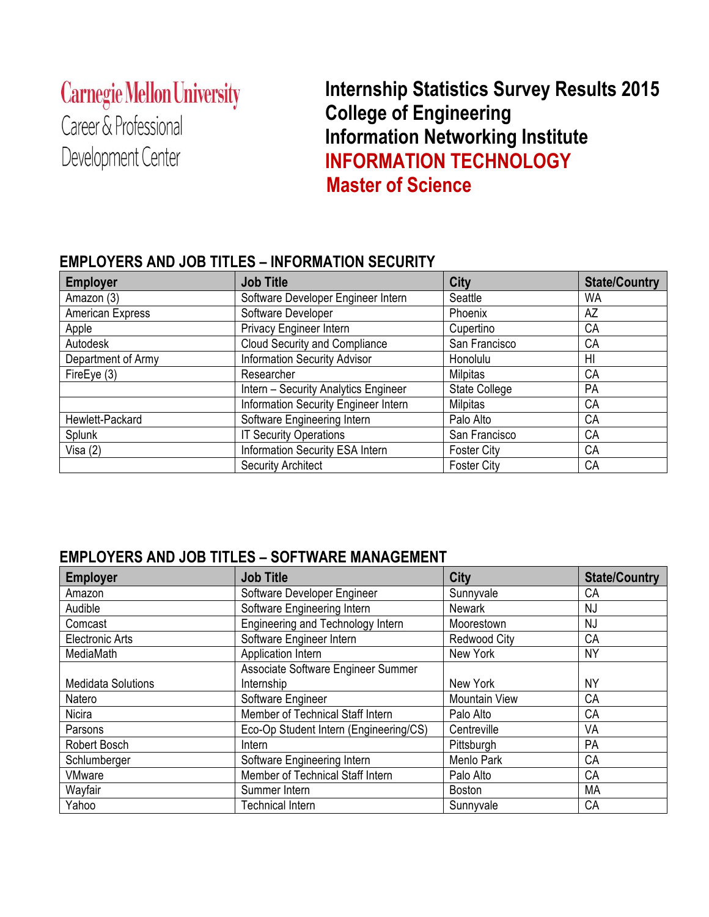Carnegie Mellon University
Career & Professional Development Center

# Internship Statistics Survey Results 2015
# College of Engineering
# Information Networking Institute
# INFORMATION TECHNOLOGY
# Master of Science

## EMPLOYERS AND JOB TITLES – INFORMATION SECURITY

| Employer | Job Title | City | State/Country |
|---|---|---|---|
| Amazon (3) | Software Developer Engineer Intern | Seattle | WA |
| American Express | Software Developer | Phoenix | AZ |
| Apple | Privacy Engineer Intern | Cupertino | CA |
| Autodesk | Cloud Security and Compliance | San Francisco | CA |
| Department of Army | Information Security Advisor | Honolulu | HI |
| FireEye (3) | Researcher | Milpitas | CA |
| | Intern – Security Analytics Engineer | State College | PA |
| | Information Security Engineer Intern | Milpitas | CA |
| Hewlett-Packard | Software Engineering Intern | Palo Alto | CA |
| Splunk | IT Security Operations | San Francisco | CA |
| Visa (2) | Information Security ESA Intern | Foster City | CA |
| | Security Architect | Foster City | CA |

## EMPLOYERS AND JOB TITLES – SOFTWARE MANAGEMENT

| Employer | Job Title | City | State/Country |
|---|---|---|---|
| Amazon | Software Developer Engineer | Sunnyvale | CA |
| Audible | Software Engineering Intern | Newark | NJ |
| Comcast | Engineering and Technology Intern | Moorestown | NJ |
| Electronic Arts | Software Engineer Intern | Redwood City | CA |
| MediaMath | Application Intern | New York | NY |
| Medidata Solutions | Associate Software Engineer Summer Internship | New York | NY |
| Natero | Software Engineer | Mountain View | CA |
| Nicira | Member of Technical Staff Intern | Palo Alto | CA |
| Parsons | Eco-Op Student Intern (Engineering/CS) | Centreville | VA |
| Robert Bosch | Intern | Pittsburgh | PA |
| Schlumberger | Software Engineering Intern | Menlo Park | CA |
| VMware | Member of Technical Staff Intern | Palo Alto | CA |
| Wayfair | Summer Intern | Boston | MA |
| Yahoo | Technical Intern | Sunnyvale | CA |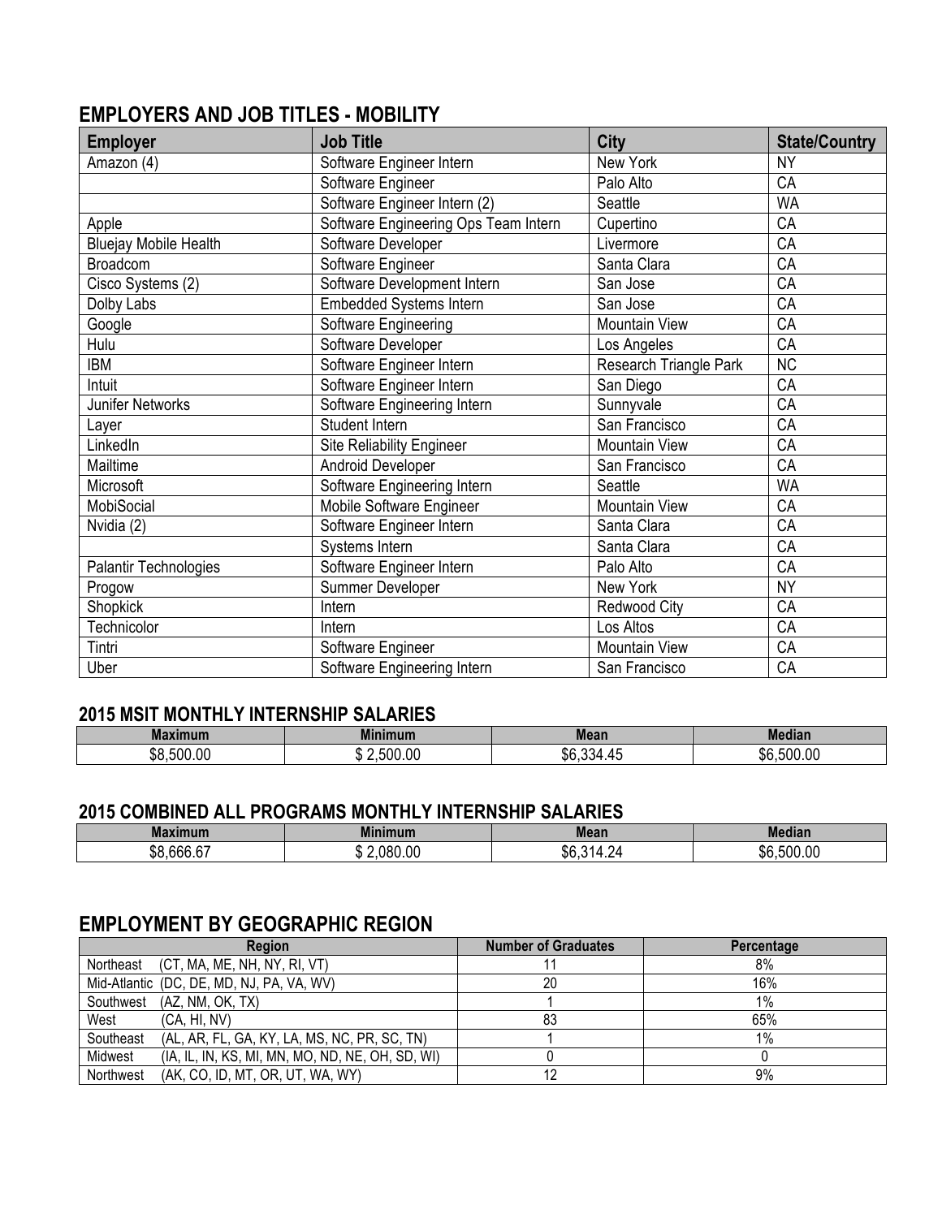## EMPLOYERS AND JOB TITLES - MOBILITY

| Employer | Job Title | City | State/Country |
|---|---|---|---|
| Amazon (4) | Software Engineer Intern | New York | NY |
| | Software Engineer | Palo Alto | CA |
| | Software Engineer Intern (2) | Seattle | WA |
| Apple | Software Engineering Ops Team Intern | Cupertino | CA |
| Bluejay Mobile Health | Software Developer | Livermore | CA |
| Broadcom | Software Engineer | Santa Clara | CA |
| Cisco Systems (2) | Software Development Intern | San Jose | CA |
| Dolby Labs | Embedded Systems Intern | San Jose | CA |
| Google | Software Engineering | Mountain View | CA |
| Hulu | Software Developer | Los Angeles | CA |
| IBM | Software Engineer Intern | Research Triangle Park | NC |
| Intuit | Software Engineer Intern | San Diego | CA |
| Junifer Networks | Software Engineering Intern | Sunnyvale | CA |
| Layer | Student Intern | San Francisco | CA |
| LinkedIn | Site Reliability Engineer | Mountain View | CA |
| Mailtime | Android Developer | San Francisco | CA |
| Microsoft | Software Engineering Intern | Seattle | WA |
| MobiSocial | Mobile Software Engineer | Mountain View | CA |
| Nvidia (2) | Software Engineer Intern | Santa Clara | CA |
| | Systems Intern | Santa Clara | CA |
| Palantir Technologies | Software Engineer Intern | Palo Alto | CA |
| Progow | Summer Developer | New York | NY |
| Shopkick | Intern | Redwood City | CA |
| Technicolor | Intern | Los Altos | CA |
| Tintri | Software Engineer | Mountain View | CA |
| Uber | Software Engineering Intern | San Francisco | CA |

## 2015 MSIT MONTHLY INTERNSHIP SALARIES

| Maximum | Minimum | Mean | Median |
|---|---|---|---|
| $8,500.00 | $ 2,500.00 | $6,334.45 | $6,500.00 |

## 2015 COMBINED ALL PROGRAMS MONTHLY INTERNSHIP SALARIES

| Maximum | Minimum | Mean | Median |
|---|---|---|---|
| $8,666.67 | $ 2,080.00 | $6,314.24 | $6,500.00 |

## EMPLOYMENT BY GEOGRAPHIC REGION

| Region | Number of Graduates | Percentage |
|---|---|---|
| Northeast (CT, MA, ME, NH, NY, RI, VT) | 11 | 8% |
| Mid-Atlantic (DC, DE, MD, NJ, PA, VA, WV) | 20 | 16% |
| Southwest (AZ, NM, OK, TX) | 1 | 1% |
| West (CA, HI, NV) | 83 | 65% |
| Southeast (AL, AR, FL, GA, KY, LA, MS, NC, PR, SC, TN) | 1 | 1% |
| Midwest (IA, IL, IN, KS, MI, MN, MO, ND, NE, OH, SD, WI) | 0 | 0 |
| Northwest (AK, CO, ID, MT, OR, UT, WA, WY) | 12 | 9% |